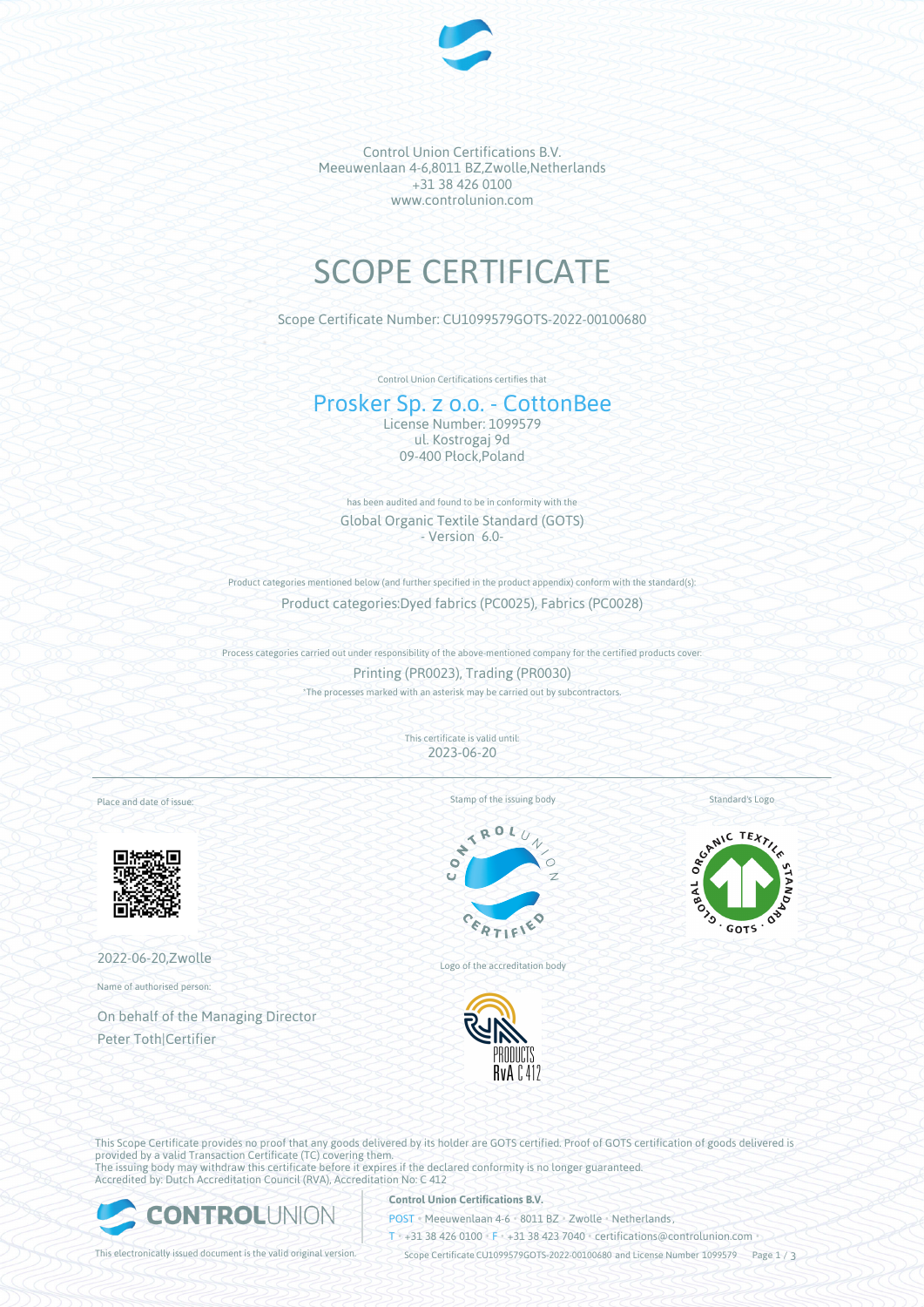Control Union Certifications B.V.
Meeuwenlaan 4-6,8011 BZ,Zwolle,Netherlands
+31 38 426 0100
www.controlunion.com

# SCOPE CERTIFICATE

Scope Certificate Number: CU1099579GOTS-2022-00100680

Control Union Certifications certifies that

## Prosker Sp. z o.o. - CottonBee

License Number: 1099579
ul. Kostrogaj 9d
09-400 Plock,Poland

has been audited and found to be in conformity with the

Global Organic Textile Standard (GOTS)
- Version 6.0-

Product categories mentioned below (and further specified in the product appendix) conform with the standard(s):

Product categories:Dyed fabrics (PC0025), Fabrics (PC0028)

Process categories carried out under responsibility of the above-mentioned company for the certified products cover:

Printing (PR0023), Trading (PR0030)

*The processes marked with an asterisk may be carried out by subcontractors.

This certificate is valid until:
2023-06-20

Place and date of issue:

2022-06-20,Zwolle

Name of authorised person:

On behalf of the Managing Director
Peter Toth|Certifier

Stamp of the issuing body

Logo of the accreditation body

Standard's Logo

This Scope Certificate provides no proof that any goods delivered by its holder are GOTS certified. Proof of GOTS certification of goods delivered is provided by a valid Transaction Certificate (TC) covering them.
The issuing body may withdraw this certificate before it expires if the declared conformity is no longer guaranteed.
Accredited by: Dutch Accreditation Council (RVA), Accreditation No: C 412

**Control Union Certifications B.V.**
POST • Meeuwenlaan 4-6 • 8011 BZ • Zwolle • Netherlands,
T • +31 38 426 0100 • F • +31 38 423 7040 • certifications@controlunion.com •

This electronically issued document is the valid original version.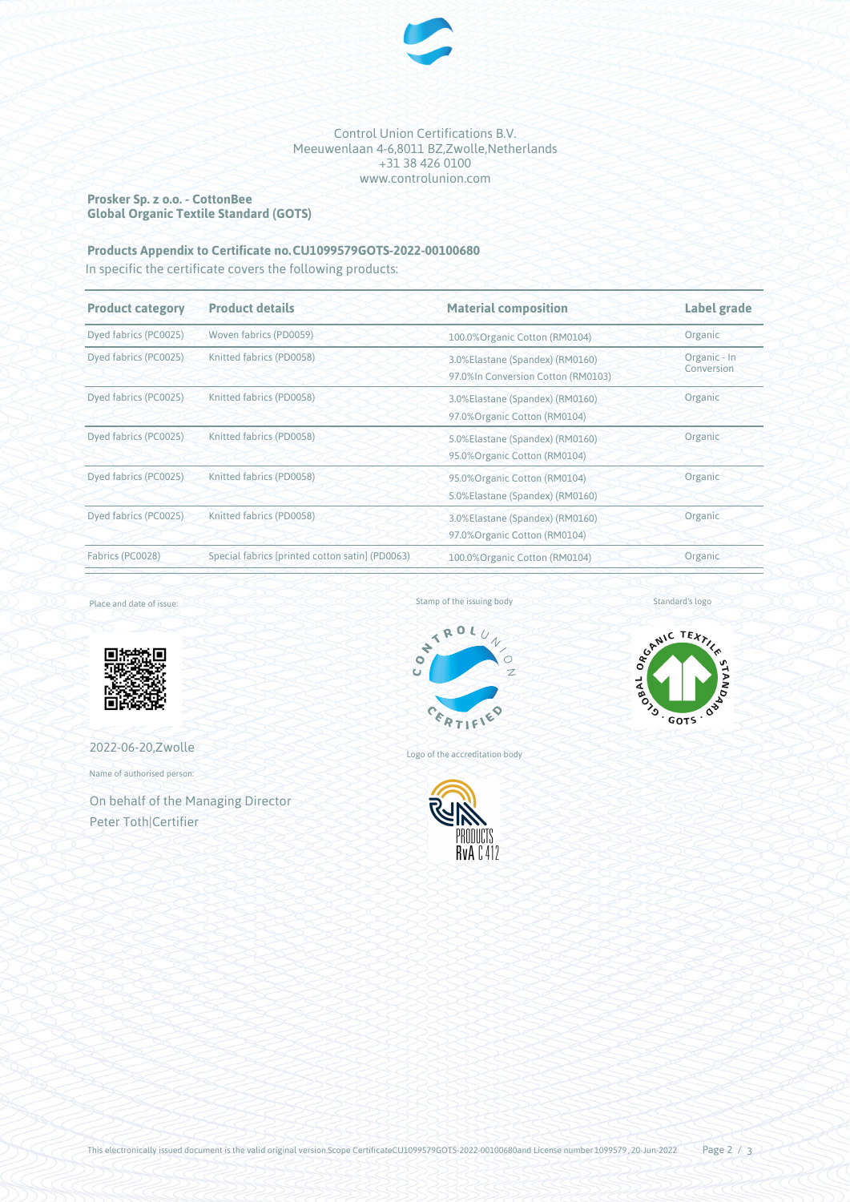Control Union Certifications B.V.
Meeuwenlaan 4-6,8011 BZ,Zwolle,Netherlands
+31 38 426 0100
www.controlunion.com

**Prosker Sp. z o.o. - CottonBee**
**Global Organic Textile Standard (GOTS)**

**Products Appendix to Certificate no.CU1099579GOTS-2022-00100680**

In specific the certificate covers the following products:

| Product category | Product details | Material composition | Label grade |
|---|---|---|---|
| Dyed fabrics (PC0025) | Woven fabrics (PD0059) | 100.0%Organic Cotton (RM0104) | Organic |
| Dyed fabrics (PC0025) | Knitted fabrics (PD0058) | 3.0%Elastane (Spandex) (RM0160)<br>97.0%In Conversion Cotton (RM0103) | Organic - In Conversion |
| Dyed fabrics (PC0025) | Knitted fabrics (PD0058) | 3.0%Elastane (Spandex) (RM0160)<br>97.0%Organic Cotton (RM0104) | Organic |
| Dyed fabrics (PC0025) | Knitted fabrics (PD0058) | 5.0%Elastane (Spandex) (RM0160)<br>95.0%Organic Cotton (RM0104) | Organic |
| Dyed fabrics (PC0025) | Knitted fabrics (PD0058) | 95.0%Organic Cotton (RM0104)<br>5.0%Elastane (Spandex) (RM0160) | Organic |
| Dyed fabrics (PC0025) | Knitted fabrics (PD0058) | 3.0%Elastane (Spandex) (RM0160)<br>97.0%Organic Cotton (RM0104) | Organic |
| Fabrics (PC0028) | Special fabrics [printed cotton satin] (PD0063) | 100.0%Organic Cotton (RM0104) | Organic |

Place and date of issue:

2022-06-20,Zwolle

Name of authorised person:

On behalf of the Managing Director
Peter Toth|Certifier

Stamp of the issuing body

Logo of the accreditation body

Standard's logo

This electronically issued document is the valid original version.Scope CertificateCU1099579GOTS-2022-00100680and License number 1099579, 20-Jun-2022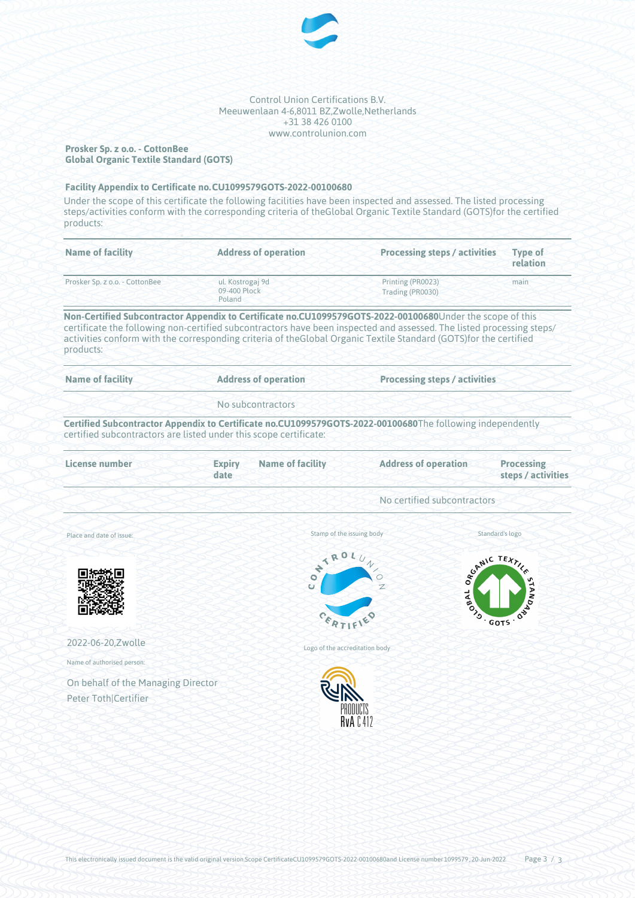Control Union Certifications B.V.
Meeuwenlaan 4-6,8011 BZ,Zwolle,Netherlands
+31 38 426 0100
www.controlunion.com

**Prosker Sp. z o.o. - CottonBee**
**Global Organic Textile Standard (GOTS)**

**Facility Appendix to Certificate no. CU1099579GOTS-2022-00100680**

Under the scope of this certificate the following facilities have been inspected and assessed. The listed processing steps/activities conform with the corresponding criteria of theGlobal Organic Textile Standard (GOTS)for the certified products:

| Name of facility | Address of operation | Processing steps / activities | Type of relation |
|---|---|---|---|
| Prosker Sp. z o.o. - CottonBee | ul. Kostrogaj 9d 09-400 Płock Poland | Printing (PR0023) Trading (PR0030) | main |

**Non-Certified Subcontractor Appendix to Certificate no.CU1099579GOTS-2022-00100680**Under the scope of this certificate the following non-certified subcontractors have been inspected and assessed. The listed processing steps/ activities conform with the corresponding criteria of theGlobal Organic Textile Standard (GOTS)for the certified products:

| Name of facility | Address of operation | Processing steps / activities |
|---|---|---|
| | No subcontractors | |

**Certified Subcontractor Appendix to Certificate no.CU1099579GOTS-2022-00100680**The following independently certified subcontractors are listed under this scope certificate:

| License number | Expiry date | Name of facility | Address of operation | Processing steps / activities |
|---|---|---|---|---|
| | | | No certified subcontractors | |

Place and date of issue:

2022-06-20,Zwolle

Name of authorised person:

On behalf of the Managing Director
Peter Toth|Certifier

Stamp of the issuing body

Standard's logo

Logo of the accreditation body

This electronically issued document is the valid original version.Scope CertificateCU1099579GOTS-2022-00100680and License number 1099579, 20-Jun-2022